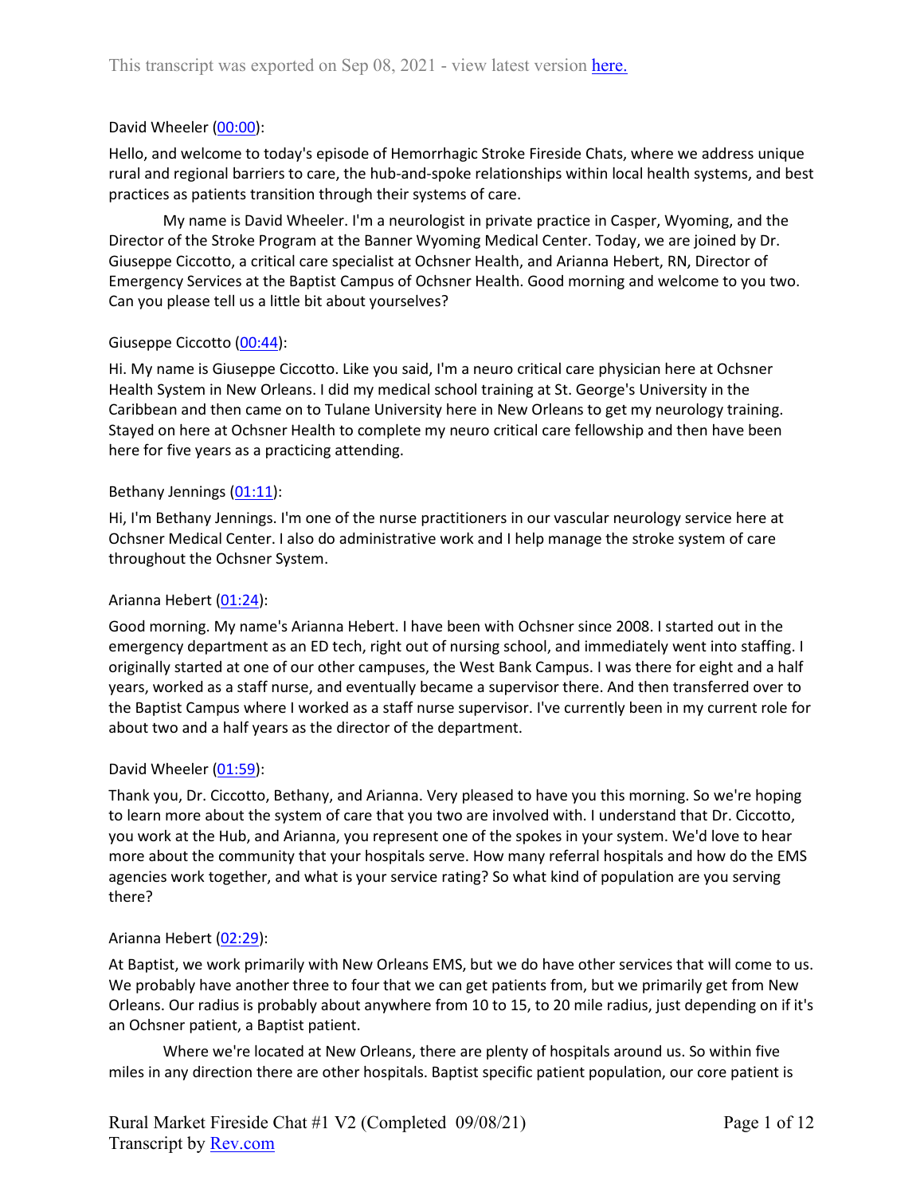This transcript was exported on Sep 08, 2021 - view latest version here.

David Wheeler (00:00):

Hello, and welcome to today's episode of Hemorrhagic Stroke Fireside Chats, where we address unique rural and regional barriers to care, the hub-and-spoke relationships within local health systems, and best practices as patients transition through their systems of care.

My name is David Wheeler. I'm a neurologist in private practice in Casper, Wyoming, and the Director of the Stroke Program at the Banner Wyoming Medical Center. Today, we are joined by Dr. Giuseppe Ciccotto, a critical care specialist at Ochsner Health, and Arianna Hebert, RN, Director of Emergency Services at the Baptist Campus of Ochsner Health. Good morning and welcome to you two. Can you please tell us a little bit about yourselves?

Giuseppe Ciccotto (00:44):

Hi. My name is Giuseppe Ciccotto. Like you said, I'm a neuro critical care physician here at Ochsner Health System in New Orleans. I did my medical school training at St. George's University in the Caribbean and then came on to Tulane University here in New Orleans to get my neurology training. Stayed on here at Ochsner Health to complete my neuro critical care fellowship and then have been here for five years as a practicing attending.

Bethany Jennings (01:11):

Hi, I'm Bethany Jennings. I'm one of the nurse practitioners in our vascular neurology service here at Ochsner Medical Center. I also do administrative work and I help manage the stroke system of care throughout the Ochsner System.

Arianna Hebert (01:24):

Good morning. My name's Arianna Hebert. I have been with Ochsner since 2008. I started out in the emergency department as an ED tech, right out of nursing school, and immediately went into staffing. I originally started at one of our other campuses, the West Bank Campus. I was there for eight and a half years, worked as a staff nurse, and eventually became a supervisor there. And then transferred over to the Baptist Campus where I worked as a staff nurse supervisor. I've currently been in my current role for about two and a half years as the director of the department.

David Wheeler (01:59):

Thank you, Dr. Ciccotto, Bethany, and Arianna. Very pleased to have you this morning. So we're hoping to learn more about the system of care that you two are involved with. I understand that Dr. Ciccotto, you work at the Hub, and Arianna, you represent one of the spokes in your system. We'd love to hear more about the community that your hospitals serve. How many referral hospitals and how do the EMS agencies work together, and what is your service rating? So what kind of population are you serving there?

Arianna Hebert (02:29):

At Baptist, we work primarily with New Orleans EMS, but we do have other services that will come to us. We probably have another three to four that we can get patients from, but we primarily get from New Orleans. Our radius is probably about anywhere from 10 to 15, to 20 mile radius, just depending on if it's an Ochsner patient, a Baptist patient.

Where we're located at New Orleans, there are plenty of hospitals around us. So within five miles in any direction there are other hospitals. Baptist specific patient population, our core patient is

Rural Market Fireside Chat #1 V2 (Completed 09/08/21)
Transcript by Rev.com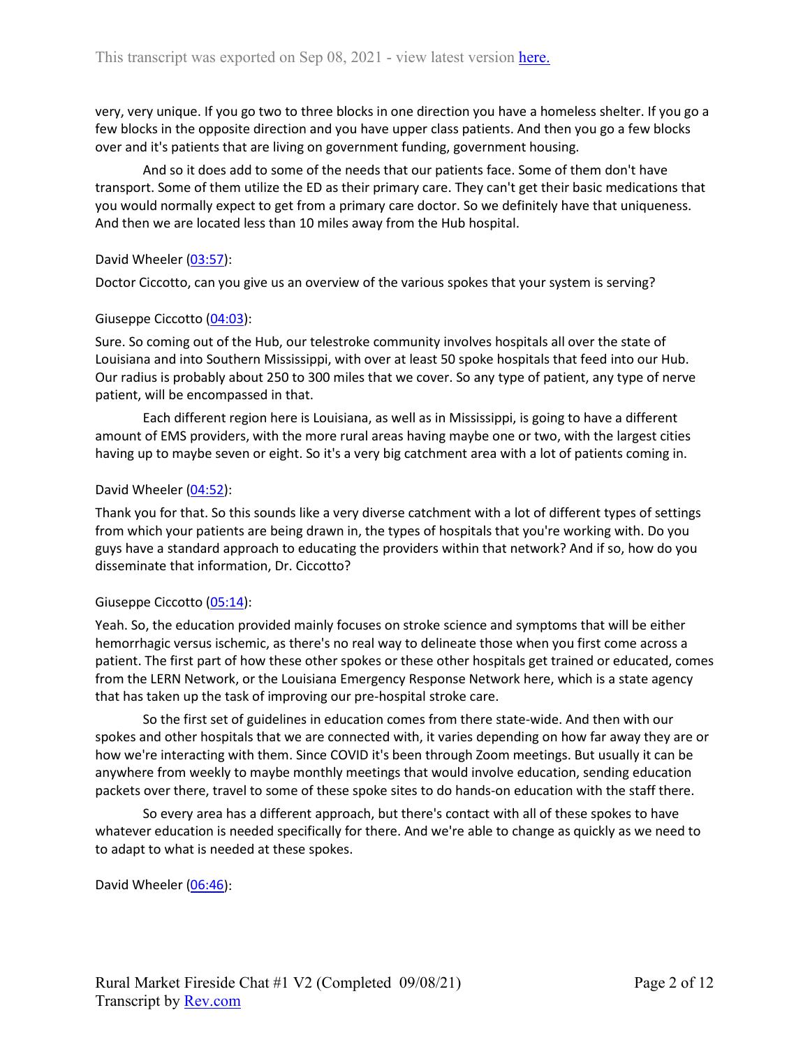very, very unique. If you go two to three blocks in one direction you have a homeless shelter. If you go a few blocks in the opposite direction and you have upper class patients. And then you go a few blocks over and it's patients that are living on government funding, government housing.

And so it does add to some of the needs that our patients face. Some of them don't have transport. Some of them utilize the ED as their primary care. They can't get their basic medications that you would normally expect to get from a primary care doctor. So we definitely have that uniqueness. And then we are located less than 10 miles away from the Hub hospital.

David Wheeler (03:57):

Doctor Ciccotto, can you give us an overview of the various spokes that your system is serving?

Giuseppe Ciccotto (04:03):

Sure. So coming out of the Hub, our telestroke community involves hospitals all over the state of Louisiana and into Southern Mississippi, with over at least 50 spoke hospitals that feed into our Hub. Our radius is probably about 250 to 300 miles that we cover. So any type of patient, any type of nerve patient, will be encompassed in that.

Each different region here is Louisiana, as well as in Mississippi, is going to have a different amount of EMS providers, with the more rural areas having maybe one or two, with the largest cities having up to maybe seven or eight. So it's a very big catchment area with a lot of patients coming in.

David Wheeler (04:52):

Thank you for that. So this sounds like a very diverse catchment with a lot of different types of settings from which your patients are being drawn in, the types of hospitals that you're working with. Do you guys have a standard approach to educating the providers within that network? And if so, how do you disseminate that information, Dr. Ciccotto?

Giuseppe Ciccotto (05:14):

Yeah. So, the education provided mainly focuses on stroke science and symptoms that will be either hemorrhagic versus ischemic, as there's no real way to delineate those when you first come across a patient. The first part of how these other spokes or these other hospitals get trained or educated, comes from the LERN Network, or the Louisiana Emergency Response Network here, which is a state agency that has taken up the task of improving our pre-hospital stroke care.

So the first set of guidelines in education comes from there state-wide. And then with our spokes and other hospitals that we are connected with, it varies depending on how far away they are or how we're interacting with them. Since COVID it's been through Zoom meetings. But usually it can be anywhere from weekly to maybe monthly meetings that would involve education, sending education packets over there, travel to some of these spoke sites to do hands-on education with the staff there.

So every area has a different approach, but there's contact with all of these spokes to have whatever education is needed specifically for there. And we're able to change as quickly as we need to to adapt to what is needed at these spokes.

David Wheeler (06:46):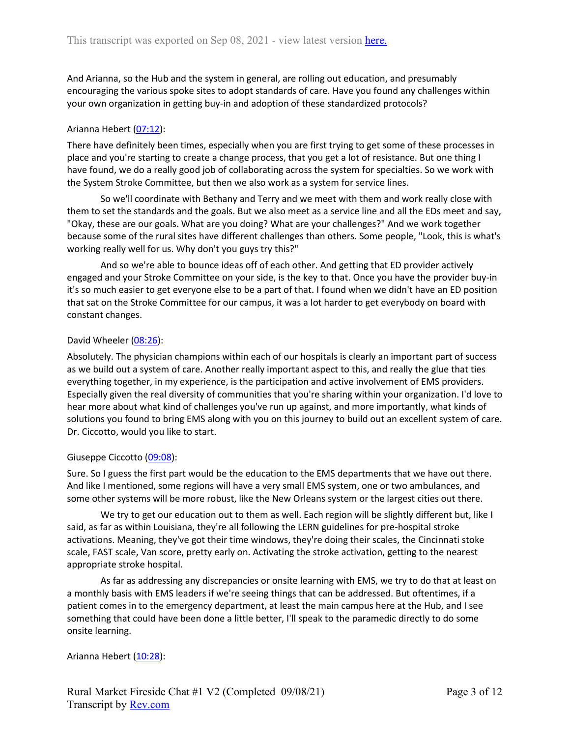And Arianna, so the Hub and the system in general, are rolling out education, and presumably encouraging the various spoke sites to adopt standards of care. Have you found any challenges within your own organization in getting buy-in and adoption of these standardized protocols?

Arianna Hebert (07:12):

There have definitely been times, especially when you are first trying to get some of these processes in place and you're starting to create a change process, that you get a lot of resistance. But one thing I have found, we do a really good job of collaborating across the system for specialties. So we work with the System Stroke Committee, but then we also work as a system for service lines.

So we'll coordinate with Bethany and Terry and we meet with them and work really close with them to set the standards and the goals. But we also meet as a service line and all the EDs meet and say, "Okay, these are our goals. What are you doing? What are your challenges?" And we work together because some of the rural sites have different challenges than others. Some people, "Look, this is what's working really well for us. Why don't you guys try this?"

And so we're able to bounce ideas off of each other. And getting that ED provider actively engaged and your Stroke Committee on your side, is the key to that. Once you have the provider buy-in it's so much easier to get everyone else to be a part of that. I found when we didn't have an ED position that sat on the Stroke Committee for our campus, it was a lot harder to get everybody on board with constant changes.

David Wheeler (08:26):

Absolutely. The physician champions within each of our hospitals is clearly an important part of success as we build out a system of care. Another really important aspect to this, and really the glue that ties everything together, in my experience, is the participation and active involvement of EMS providers. Especially given the real diversity of communities that you're sharing within your organization. I'd love to hear more about what kind of challenges you've run up against, and more importantly, what kinds of solutions you found to bring EMS along with you on this journey to build out an excellent system of care. Dr. Ciccotto, would you like to start.

Giuseppe Ciccotto (09:08):

Sure. So I guess the first part would be the education to the EMS departments that we have out there. And like I mentioned, some regions will have a very small EMS system, one or two ambulances, and some other systems will be more robust, like the New Orleans system or the largest cities out there.

We try to get our education out to them as well. Each region will be slightly different but, like I said, as far as within Louisiana, they're all following the LERN guidelines for pre-hospital stroke activations. Meaning, they've got their time windows, they're doing their scales, the Cincinnati stoke scale, FAST scale, Van score, pretty early on. Activating the stroke activation, getting to the nearest appropriate stroke hospital.

As far as addressing any discrepancies or onsite learning with EMS, we try to do that at least on a monthly basis with EMS leaders if we're seeing things that can be addressed. But oftentimes, if a patient comes in to the emergency department, at least the main campus here at the Hub, and I see something that could have been done a little better, I'll speak to the paramedic directly to do some onsite learning.

Arianna Hebert (10:28):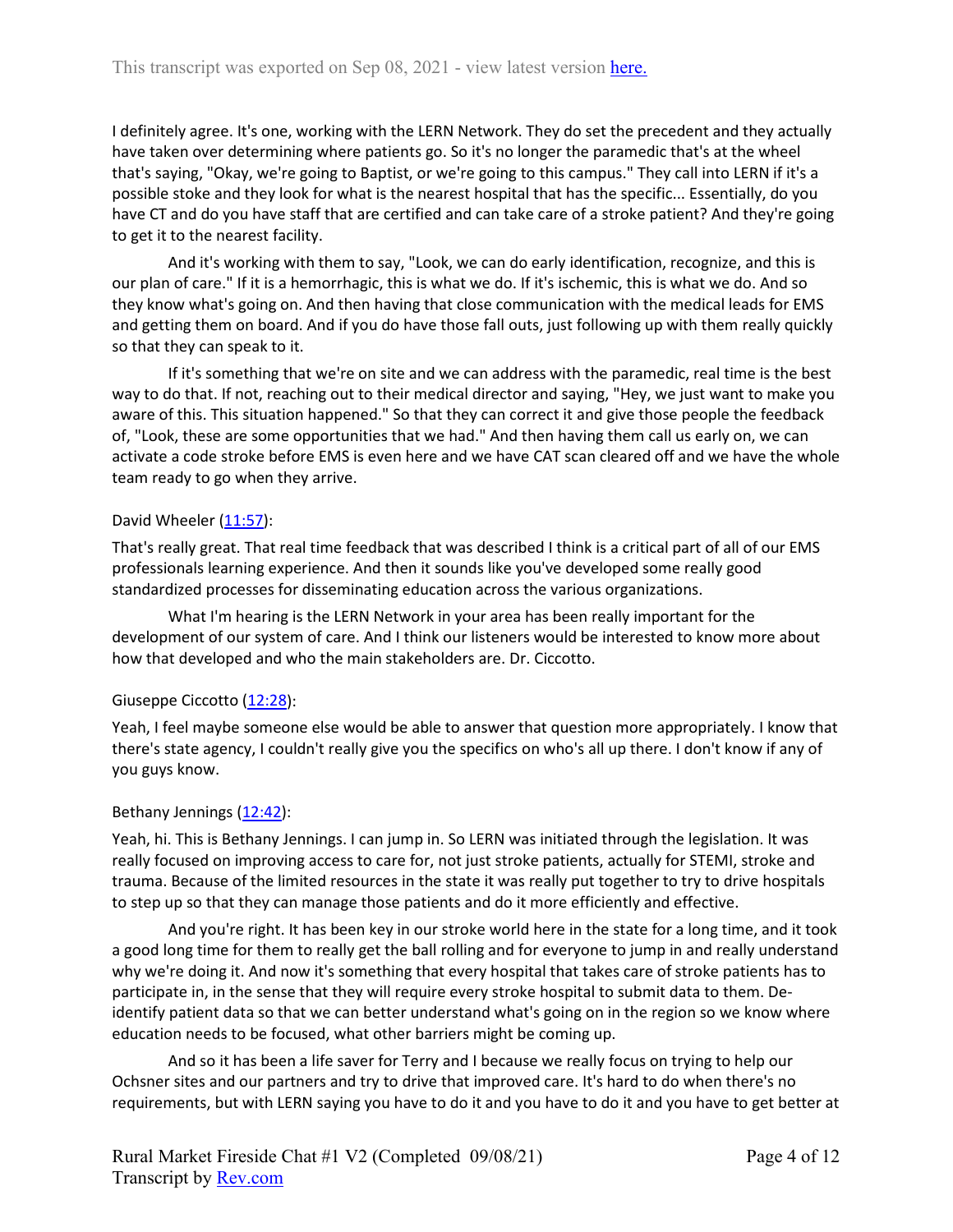I definitely agree. It's one, working with the LERN Network. They do set the precedent and they actually have taken over determining where patients go. So it's no longer the paramedic that's at the wheel that's saying, "Okay, we're going to Baptist, or we're going to this campus." They call into LERN if it's a possible stoke and they look for what is the nearest hospital that has the specific... Essentially, do you have CT and do you have staff that are certified and can take care of a stroke patient? And they're going to get it to the nearest facility.

And it's working with them to say, "Look, we can do early identification, recognize, and this is our plan of care." If it is a hemorrhagic, this is what we do. If it's ischemic, this is what we do. And so they know what's going on. And then having that close communication with the medical leads for EMS and getting them on board. And if you do have those fall outs, just following up with them really quickly so that they can speak to it.

If it's something that we're on site and we can address with the paramedic, real time is the best way to do that. If not, reaching out to their medical director and saying, "Hey, we just want to make you aware of this. This situation happened." So that they can correct it and give those people the feedback of, "Look, these are some opportunities that we had." And then having them call us early on, we can activate a code stroke before EMS is even here and we have CAT scan cleared off and we have the whole team ready to go when they arrive.

David Wheeler (11:57):

That's really great. That real time feedback that was described I think is a critical part of all of our EMS professionals learning experience. And then it sounds like you've developed some really good standardized processes for disseminating education across the various organizations.

What I'm hearing is the LERN Network in your area has been really important for the development of our system of care. And I think our listeners would be interested to know more about how that developed and who the main stakeholders are. Dr. Ciccotto.

Giuseppe Ciccotto (12:28):

Yeah, I feel maybe someone else would be able to answer that question more appropriately. I know that there's state agency, I couldn't really give you the specifics on who's all up there. I don't know if any of you guys know.

Bethany Jennings (12:42):

Yeah, hi. This is Bethany Jennings. I can jump in. So LERN was initiated through the legislation. It was really focused on improving access to care for, not just stroke patients, actually for STEMI, stroke and trauma. Because of the limited resources in the state it was really put together to try to drive hospitals to step up so that they can manage those patients and do it more efficiently and effective.

And you're right. It has been key in our stroke world here in the state for a long time, and it took a good long time for them to really get the ball rolling and for everyone to jump in and really understand why we're doing it. And now it's something that every hospital that takes care of stroke patients has to participate in, in the sense that they will require every stroke hospital to submit data to them. De-identify patient data so that we can better understand what's going on in the region so we know where education needs to be focused, what other barriers might be coming up.

And so it has been a life saver for Terry and I because we really focus on trying to help our Ochsner sites and our partners and try to drive that improved care. It's hard to do when there's no requirements, but with LERN saying you have to do it and you have to do it and you have to get better at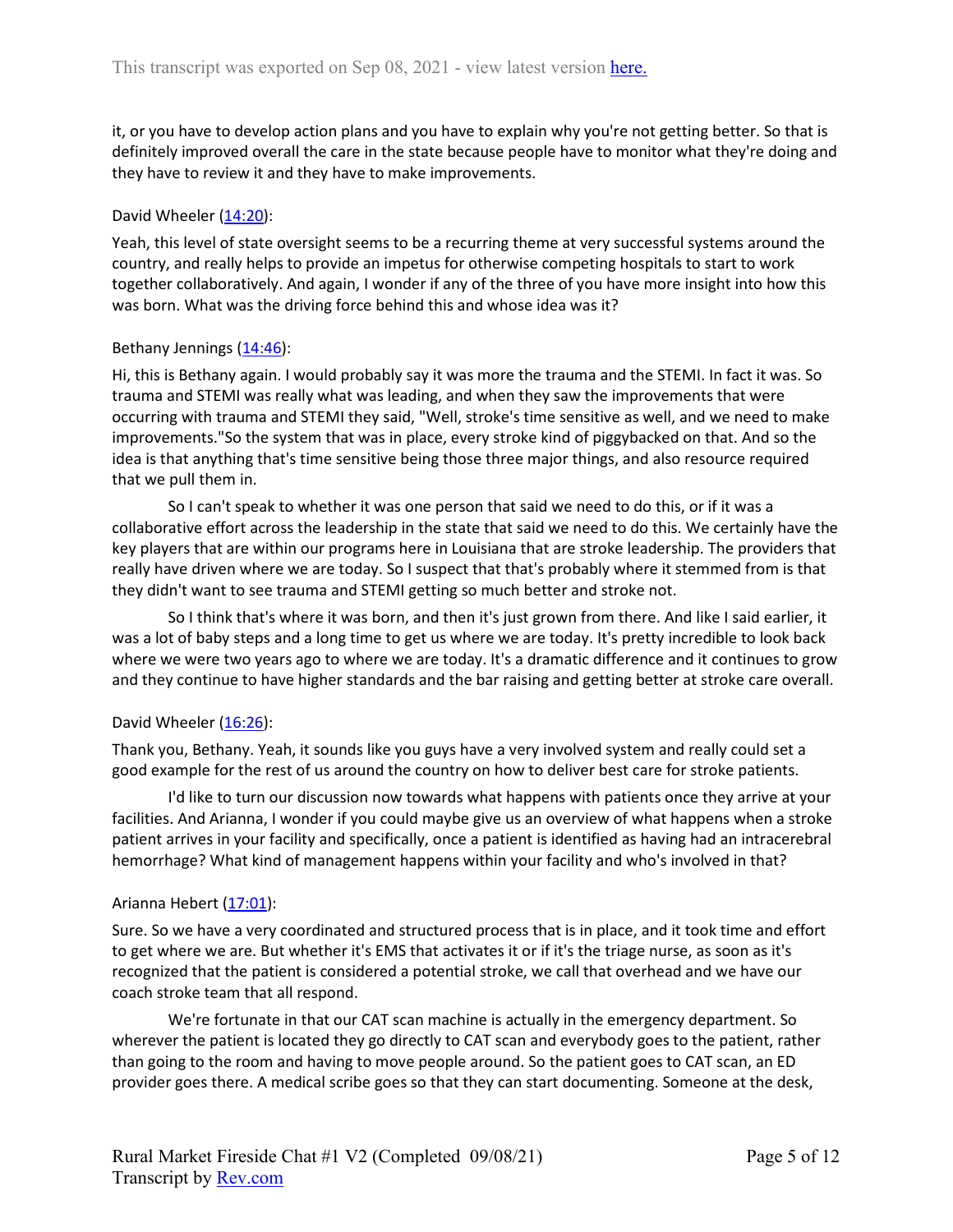it, or you have to develop action plans and you have to explain why you're not getting better. So that is definitely improved overall the care in the state because people have to monitor what they're doing and they have to review it and they have to make improvements.

David Wheeler (14:20):

Yeah, this level of state oversight seems to be a recurring theme at very successful systems around the country, and really helps to provide an impetus for otherwise competing hospitals to start to work together collaboratively. And again, I wonder if any of the three of you have more insight into how this was born. What was the driving force behind this and whose idea was it?

Bethany Jennings (14:46):

Hi, this is Bethany again. I would probably say it was more the trauma and the STEMI. In fact it was. So trauma and STEMI was really what was leading, and when they saw the improvements that were occurring with trauma and STEMI they said, "Well, stroke's time sensitive as well, and we need to make improvements."So the system that was in place, every stroke kind of piggybacked on that. And so the idea is that anything that's time sensitive being those three major things, and also resource required that we pull them in.

So I can't speak to whether it was one person that said we need to do this, or if it was a collaborative effort across the leadership in the state that said we need to do this. We certainly have the key players that are within our programs here in Louisiana that are stroke leadership. The providers that really have driven where we are today. So I suspect that that's probably where it stemmed from is that they didn't want to see trauma and STEMI getting so much better and stroke not.

So I think that's where it was born, and then it's just grown from there. And like I said earlier, it was a lot of baby steps and a long time to get us where we are today. It's pretty incredible to look back where we were two years ago to where we are today. It's a dramatic difference and it continues to grow and they continue to have higher standards and the bar raising and getting better at stroke care overall.

David Wheeler (16:26):

Thank you, Bethany. Yeah, it sounds like you guys have a very involved system and really could set a good example for the rest of us around the country on how to deliver best care for stroke patients.

I'd like to turn our discussion now towards what happens with patients once they arrive at your facilities. And Arianna, I wonder if you could maybe give us an overview of what happens when a stroke patient arrives in your facility and specifically, once a patient is identified as having had an intracerebral hemorrhage? What kind of management happens within your facility and who's involved in that?

Arianna Hebert (17:01):

Sure. So we have a very coordinated and structured process that is in place, and it took time and effort to get where we are. But whether it's EMS that activates it or if it's the triage nurse, as soon as it's recognized that the patient is considered a potential stroke, we call that overhead and we have our coach stroke team that all respond.

We're fortunate in that our CAT scan machine is actually in the emergency department. So wherever the patient is located they go directly to CAT scan and everybody goes to the patient, rather than going to the room and having to move people around. So the patient goes to CAT scan, an ED provider goes there. A medical scribe goes so that they can start documenting. Someone at the desk,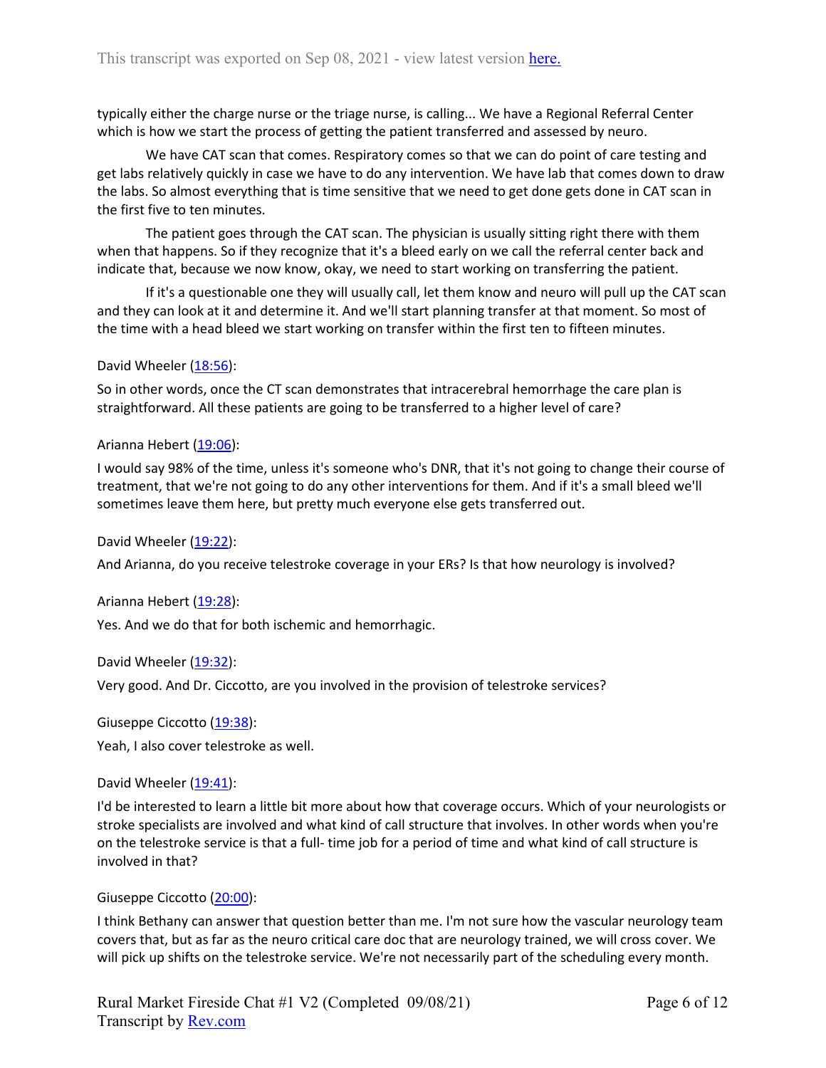typically either the charge nurse or the triage nurse, is calling... We have a Regional Referral Center which is how we start the process of getting the patient transferred and assessed by neuro.

We have CAT scan that comes. Respiratory comes so that we can do point of care testing and get labs relatively quickly in case we have to do any intervention. We have lab that comes down to draw the labs. So almost everything that is time sensitive that we need to get done gets done in CAT scan in the first five to ten minutes.

The patient goes through the CAT scan. The physician is usually sitting right there with them when that happens. So if they recognize that it's a bleed early on we call the referral center back and indicate that, because we now know, okay, we need to start working on transferring the patient.

If it's a questionable one they will usually call, let them know and neuro will pull up the CAT scan and they can look at it and determine it. And we'll start planning transfer at that moment. So most of the time with a head bleed we start working on transfer within the first ten to fifteen minutes.

David Wheeler (18:56):

So in other words, once the CT scan demonstrates that intracerebral hemorrhage the care plan is straightforward. All these patients are going to be transferred to a higher level of care?

Arianna Hebert (19:06):

I would say 98% of the time, unless it's someone who's DNR, that it's not going to change their course of treatment, that we're not going to do any other interventions for them. And if it's a small bleed we'll sometimes leave them here, but pretty much everyone else gets transferred out.

David Wheeler (19:22):

And Arianna, do you receive telestroke coverage in your ERs? Is that how neurology is involved?

Arianna Hebert (19:28):

Yes. And we do that for both ischemic and hemorrhagic.

David Wheeler (19:32):

Very good. And Dr. Ciccotto, are you involved in the provision of telestroke services?

Giuseppe Ciccotto (19:38):

Yeah, I also cover telestroke as well.

David Wheeler (19:41):

I'd be interested to learn a little bit more about how that coverage occurs. Which of your neurologists or stroke specialists are involved and what kind of call structure that involves. In other words when you're on the telestroke service is that a full- time job for a period of time and what kind of call structure is involved in that?

Giuseppe Ciccotto (20:00):

I think Bethany can answer that question better than me. I'm not sure how the vascular neurology team covers that, but as far as the neuro critical care doc that are neurology trained, we will cross cover. We will pick up shifts on the telestroke service. We're not necessarily part of the scheduling every month.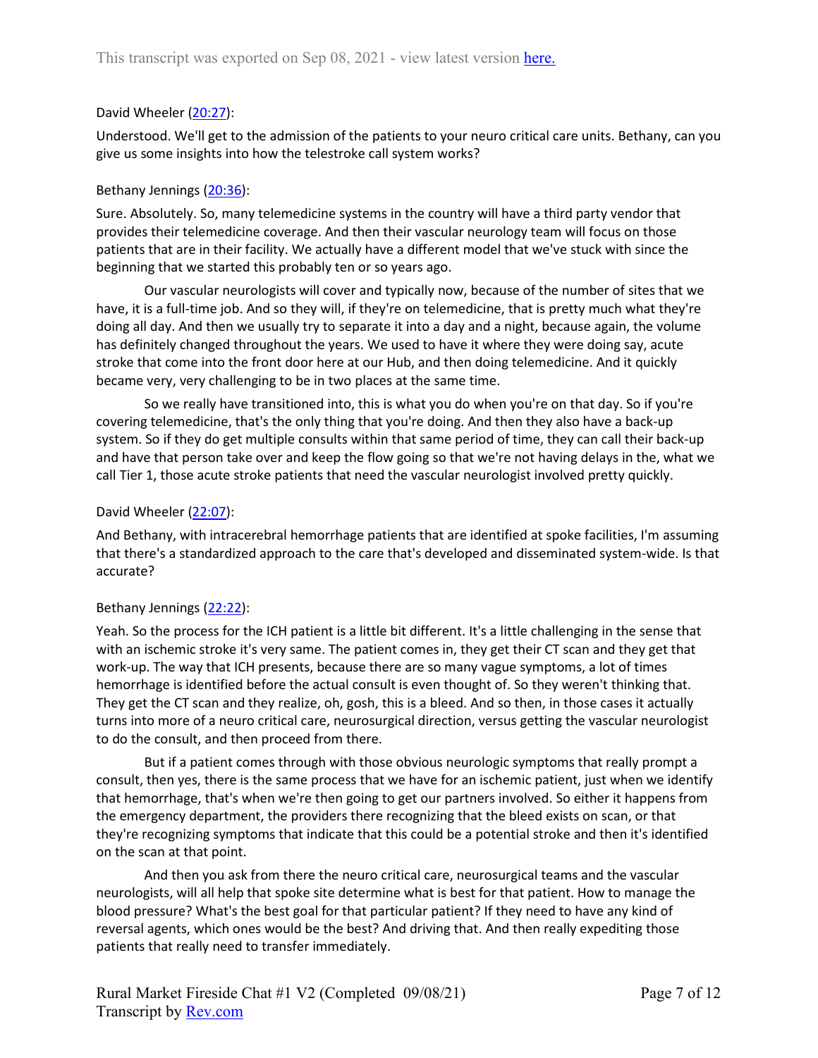David Wheeler ([20:27](#)):

Understood. We'll get to the admission of the patients to your neuro critical care units. Bethany, can you give us some insights into how the telestroke call system works?

Bethany Jennings ([20:36](#)):

Sure. Absolutely. So, many telemedicine systems in the country will have a third party vendor that provides their telemedicine coverage. And then their vascular neurology team will focus on those patients that are in their facility. We actually have a different model that we've stuck with since the beginning that we started this probably ten or so years ago.

Our vascular neurologists will cover and typically now, because of the number of sites that we have, it is a full-time job. And so they will, if they're on telemedicine, that is pretty much what they're doing all day. And then we usually try to separate it into a day and a night, because again, the volume has definitely changed throughout the years. We used to have it where they were doing say, acute stroke that come into the front door here at our Hub, and then doing telemedicine. And it quickly became very, very challenging to be in two places at the same time.

So we really have transitioned into, this is what you do when you're on that day. So if you're covering telemedicine, that's the only thing that you're doing. And then they also have a back-up system. So if they do get multiple consults within that same period of time, they can call their back-up and have that person take over and keep the flow going so that we're not having delays in the, what we call Tier 1, those acute stroke patients that need the vascular neurologist involved pretty quickly.

David Wheeler ([22:07](#)):

And Bethany, with intracerebral hemorrhage patients that are identified at spoke facilities, I'm assuming that there's a standardized approach to the care that's developed and disseminated system-wide. Is that accurate?

Bethany Jennings ([22:22](#)):

Yeah. So the process for the ICH patient is a little bit different. It's a little challenging in the sense that with an ischemic stroke it's very same. The patient comes in, they get their CT scan and they get that work-up. The way that ICH presents, because there are so many vague symptoms, a lot of times hemorrhage is identified before the actual consult is even thought of. So they weren't thinking that. They get the CT scan and they realize, oh, gosh, this is a bleed. And so then, in those cases it actually turns into more of a neuro critical care, neurosurgical direction, versus getting the vascular neurologist to do the consult, and then proceed from there.

But if a patient comes through with those obvious neurologic symptoms that really prompt a consult, then yes, there is the same process that we have for an ischemic patient, just when we identify that hemorrhage, that's when we're then going to get our partners involved. So either it happens from the emergency department, the providers there recognizing that the bleed exists on scan, or that they're recognizing symptoms that indicate that this could be a potential stroke and then it's identified on the scan at that point.

And then you ask from there the neuro critical care, neurosurgical teams and the vascular neurologists, will all help that spoke site determine what is best for that patient. How to manage the blood pressure? What's the best goal for that particular patient? If they need to have any kind of reversal agents, which ones would be the best? And driving that. And then really expediting those patients that really need to transfer immediately.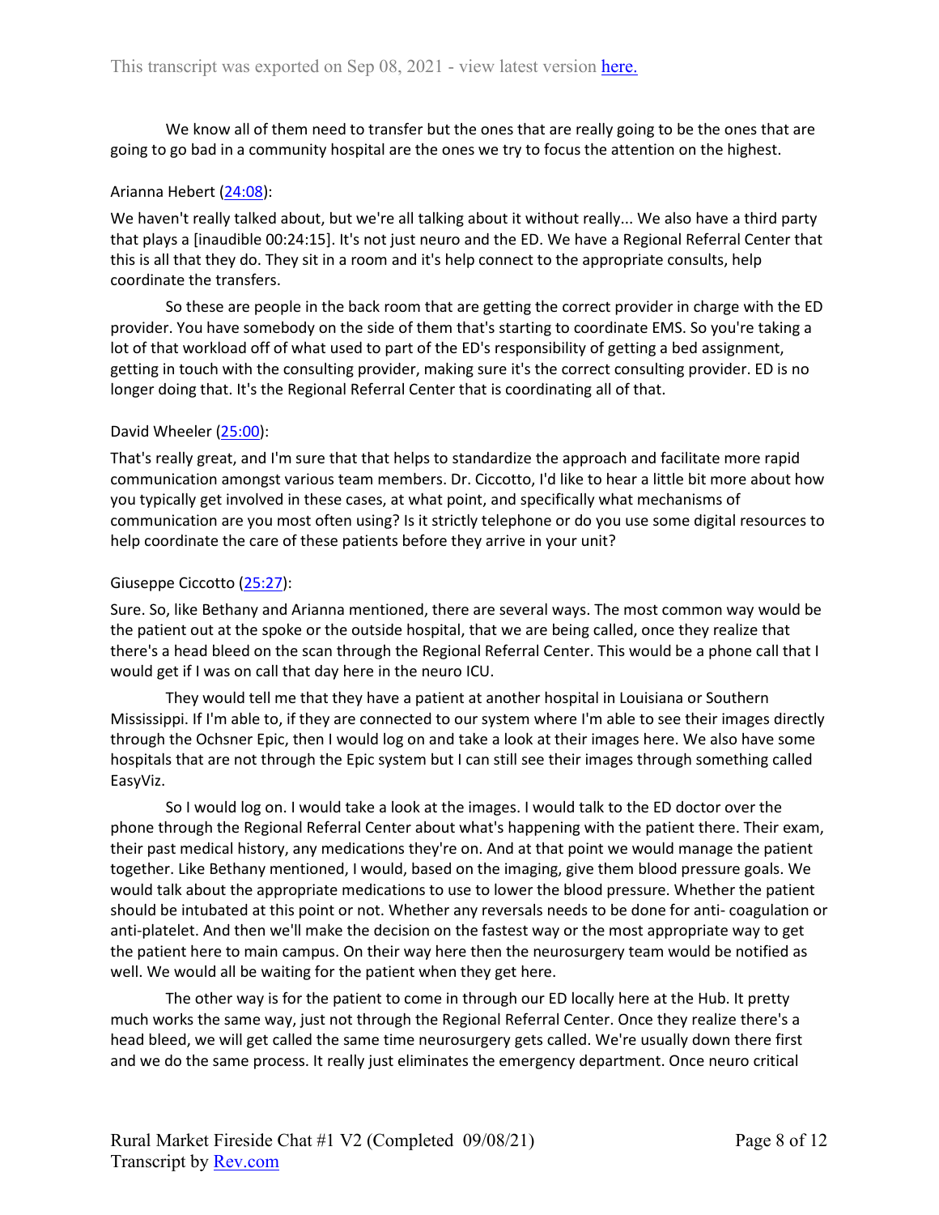We know all of them need to transfer but the ones that are really going to be the ones that are going to go bad in a community hospital are the ones we try to focus the attention on the highest.

Arianna Hebert (24:08):

We haven't really talked about, but we're all talking about it without really... We also have a third party that plays a [inaudible 00:24:15]. It's not just neuro and the ED. We have a Regional Referral Center that this is all that they do. They sit in a room and it's help connect to the appropriate consults, help coordinate the transfers.

So these are people in the back room that are getting the correct provider in charge with the ED provider. You have somebody on the side of them that's starting to coordinate EMS. So you're taking a lot of that workload off of what used to part of the ED's responsibility of getting a bed assignment, getting in touch with the consulting provider, making sure it's the correct consulting provider. ED is no longer doing that. It's the Regional Referral Center that is coordinating all of that.

David Wheeler (25:00):

That's really great, and I'm sure that that helps to standardize the approach and facilitate more rapid communication amongst various team members. Dr. Ciccotto, I'd like to hear a little bit more how you typically get involved in these cases, at what point, and specifically what mechanisms of communication are you most often using? Is it strictly telephone or do you use some digital resources to help coordinate the care of these patients before they arrive in your unit?

Giuseppe Ciccotto (25:27):

Sure. So, like Bethany and Arianna mentioned, there are several ways. The most common way would be the patient out at the spoke or the outside hospital, that we are being called, once they realize that there's a head bleed on the scan through the Regional Referral Center. This would be a phone call that I would get if I was on call that day here in the neuro ICU.

They would tell me that they have a patient at another hospital in Louisiana or Southern Mississippi. If I'm able to, if they are connected to our system where I'm able to see their images directly through the Ochsner Epic, then I would log on and take a look at their images here. We also have some hospitals that are not through the Epic system but I can still see their images through something called EasyViz.

So I would log on. I would take a look at the images. I would talk to the ED doctor over the phone through the Regional Referral Center about what's happening with the patient there. Their exam, their past medical history, any medications they're on. And at that point we would manage the patient together. Like Bethany mentioned, I would, based on the imaging, give them blood pressure goals. We would talk about the appropriate medications to use to lower the blood pressure. Whether the patient should be intubated at this point or not. Whether any reversals needs to be done for anti- coagulation or anti-platelet. And then we'll make the decision on the fastest way or the most appropriate way to get the patient here to main campus. On their way here then the neurosurgery team would be notified as well. We would all be waiting for the patient when they get here.

The other way is for the patient to come in through our ED locally here at the Hub. It pretty much works the same way, just not through the Regional Referral Center. Once they realize there's a head bleed, we will get called the same time neurosurgery gets called. We're usually down there first and we do the same process. It really just eliminates the emergency department. Once neuro critical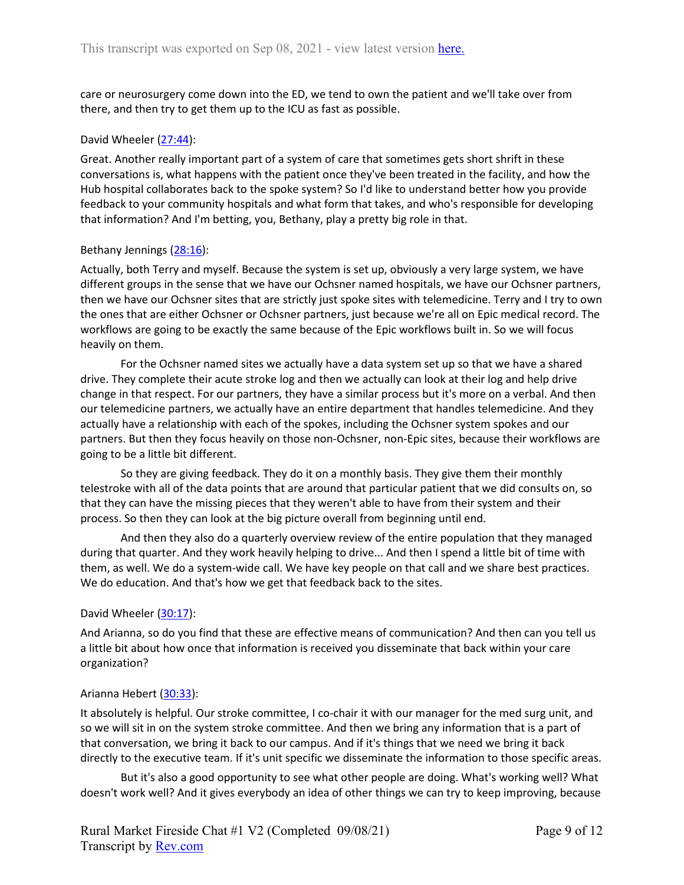care or neurosurgery come down into the ED, we tend to own the patient and we'll take over from there, and then try to get them up to the ICU as fast as possible.

David Wheeler (27:44):

Great. Another really important part of a system of care that sometimes gets short shrift in these conversations is, what happens with the patient once they've been treated in the facility, and how the Hub hospital collaborates back to the spoke system? So I'd like to understand better how you provide feedback to your community hospitals and what form that takes, and who's responsible for developing that information? And I'm betting, you, Bethany, play a pretty big role in that.

Bethany Jennings (28:16):

Actually, both Terry and myself. Because the system is set up, obviously a very large system, we have different groups in the sense that we have our Ochsner named hospitals, we have our Ochsner partners, then we have our Ochsner sites that are strictly just spoke sites with telemedicine. Terry and I try to own the ones that are either Ochsner or Ochsner partners, just because we're all on Epic medical record. The workflows are going to be exactly the same because of the Epic workflows built in. So we will focus heavily on them.

For the Ochsner named sites we actually have a data system set up so that we have a shared drive. They complete their acute stroke log and then we actually can look at their log and help drive change in that respect. For our partners, they have a similar process but it's more on a verbal. And then our telemedicine partners, we actually have an entire department that handles telemedicine. And they actually have a relationship with each of the spokes, including the Ochsner system spokes and our partners. But then they focus heavily on those non-Ochsner, non-Epic sites, because their workflows are going to be a little bit different.

So they are giving feedback. They do it on a monthly basis. They give them their monthly telestroke with all of the data points that are around that particular patient that we did consults on, so that they can have the missing pieces that they weren't able to have from their system and their process. So then they can look at the big picture overall from beginning until end.

And then they also do a quarterly overview review of the entire population that they managed during that quarter. And they work heavily helping to drive... And then I spend a little bit of time with them, as well. We do a system-wide call. We have key people on that call and we share best practices. We do education. And that's how we get that feedback back to the sites.

David Wheeler (30:17):

And Arianna, so do you find that these are effective means of communication? And then can you tell us a little bit about how once that information is received you disseminate that back within your care organization?

Arianna Hebert (30:33):

It absolutely is helpful. Our stroke committee, I co-chair it with our manager for the med surg unit, and so we will sit in on the system stroke committee. And then we bring any information that is a part of that conversation, we bring it back to our campus. And if it's things that we need we bring it back directly to the executive team. If it's unit specific we disseminate the information to those specific areas.

But it's also a good opportunity to see what other people are doing. What's working well? What doesn't work well? And it gives everybody an idea of other things we can try to keep improving, because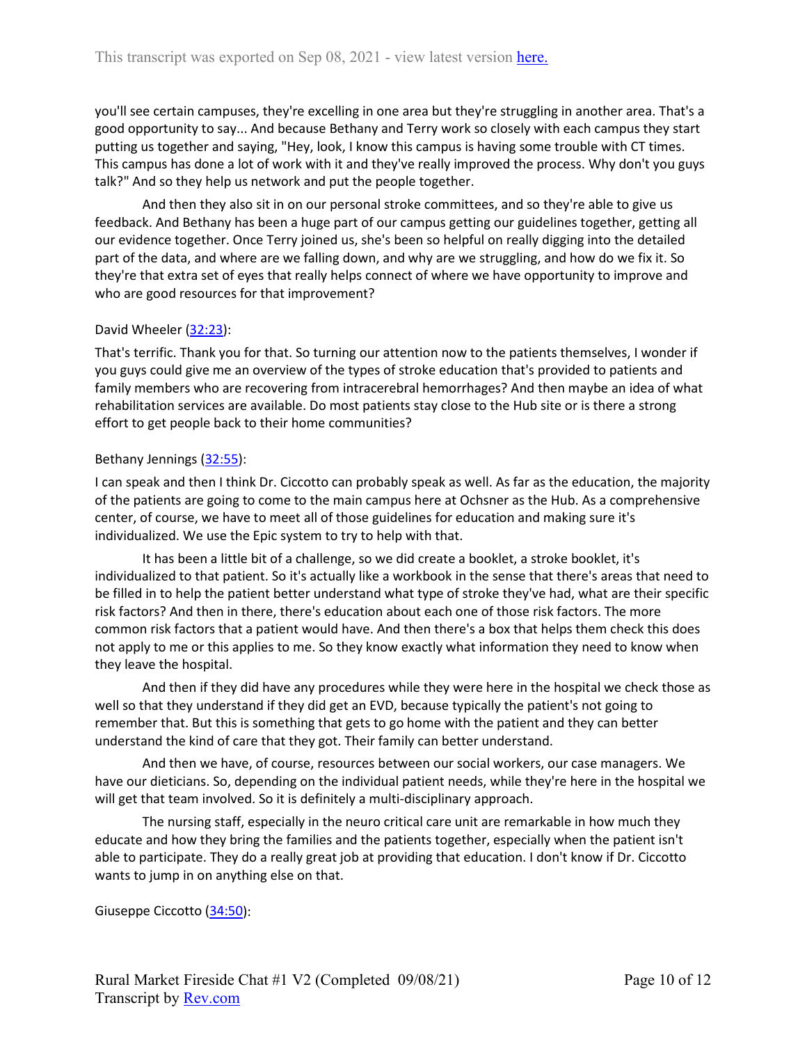you'll see certain campuses, they're excelling in one area but they're struggling in another area. That's a good opportunity to say... And because Bethany and Terry work so closely with each campus they start putting us together and saying, "Hey, look, I know this campus is having some trouble with CT times. This campus has done a lot of work with it and they've really improved the process. Why don't you guys talk?" And so they help us network and put the people together.

And then they also sit in on our personal stroke committees, and so they're able to give us feedback. And Bethany has been a huge part of our campus getting our guidelines together, getting all our evidence together. Once Terry joined us, she's been so helpful on really digging into the detailed part of the data, and where are we falling down, and why are we struggling, and how do we fix it. So they're that extra set of eyes that really helps connect of where we have opportunity to improve and who are good resources for that improvement?

David Wheeler (32:23):

That's terrific. Thank you for that. So turning our attention now to the patients themselves, I wonder if you guys could give me an overview of the types of stroke education that's provided to patients and family members who are recovering from intracerebral hemorrhages? And then maybe an idea of what rehabilitation services are available. Do most patients stay close to the Hub site or is there a strong effort to get people back to their home communities?

Bethany Jennings (32:55):

I can speak and then I think Dr. Ciccotto can probably speak as well. As far as the education, the majority of the patients are going to come to the main campus here at Ochsner as the Hub. As a comprehensive center, of course, we have to meet all of those guidelines for education and making sure it's individualized. We use the Epic system to try to help with that.

It has been a little bit of a challenge, so we did create a booklet, a stroke booklet, it's individualized to that patient. So it's actually like a workbook in the sense that there's areas that need to be filled in to help the patient better understand what type of stroke they've had, what are their specific risk factors? And then in there, there's education about each one of those risk factors. The more common risk factors that a patient would have. And then there's a box that helps them check this does not apply to me or this applies to me. So they know exactly what information they need to know when they leave the hospital.

And then if they did have any procedures while they were here in the hospital we check those as well so that they understand if they did get an EVD, because typically the patient's not going to remember that. But this is something that gets to go home with the patient and they can better understand the kind of care that they got. Their family can better understand.

And then we have, of course, resources between our social workers, our case managers. We have our dieticians. So, depending on the individual patient needs, while they're here in the hospital we will get that team involved. So it is definitely a multi-disciplinary approach.

The nursing staff, especially in the neuro critical care unit are remarkable in how much they educate and how they bring the families and the patients together, especially when the patient isn't able to participate. They do a really great job at providing that education. I don't know if Dr. Ciccotto wants to jump in on anything else on that.

Giuseppe Ciccotto (34:50):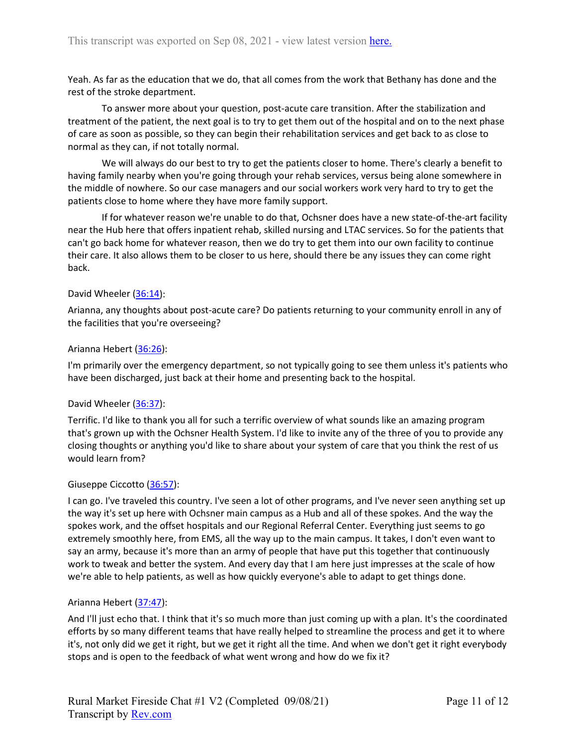Yeah. As far as the education that we do, that all comes from the work that Bethany has done and the rest of the stroke department.

To answer more about your question, post-acute care transition. After the stabilization and treatment of the patient, the next goal is to try to get them out of the hospital and on to the next phase of care as soon as possible, so they can begin their rehabilitation services and get back to as close to normal as they can, if not totally normal.

We will always do our best to try to get the patients closer to home. There's clearly a benefit to having family nearby when you're going through your rehab services, versus being alone somewhere in the middle of nowhere. So our case managers and our social workers work very hard to try to get the patients close to home where they have more family support.

If for whatever reason we're unable to do that, Ochsner does have a new state-of-the-art facility near the Hub here that offers inpatient rehab, skilled nursing and LTAC services. So for the patients that can't go back home for whatever reason, then we do try to get them into our own facility to continue their care. It also allows them to be closer to us here, should there be any issues they can come right back.

David Wheeler (36:14):

Arianna, any thoughts about post-acute care? Do patients returning to your community enroll in any of the facilities that you're overseeing?

Arianna Hebert (36:26):

I'm primarily over the emergency department, so not typically going to see them unless it's patients who have been discharged, just back at their home and presenting back to the hospital.

David Wheeler (36:37):

Terrific. I'd like to thank you all for such a terrific overview of what sounds like an amazing program that's grown up with the Ochsner Health System. I'd like to invite any of the three of you to provide any closing thoughts or anything you'd like to share about your system of care that you think the rest of us would learn from?

Giuseppe Ciccotto (36:57):

I can go. I've traveled this country. I've seen a lot of other programs, and I've never seen anything set up the way it's set up here with Ochsner main campus as a Hub and all of these spokes. And the way the spokes work, and the offset hospitals and our Regional Referral Center. Everything just seems to go extremely smoothly here, from EMS, all the way up to the main campus. It takes, I don't even want to say an army, because it's more than an army of people that have put this together that continuously work to tweak and better the system. And every day that I am here just impresses at the scale of how we're able to help patients, as well as how quickly everyone's able to adapt to get things done.

Arianna Hebert (37:47):

And I'll just echo that. I think that it's so much more than just coming up with a plan. It's the coordinated efforts by so many different teams that have really helped to streamline the process and get it to where it's, not only did we get it right, but we get it right all the time. And when we don't get it right everybody stops and is open to the feedback of what went wrong and how do we fix it?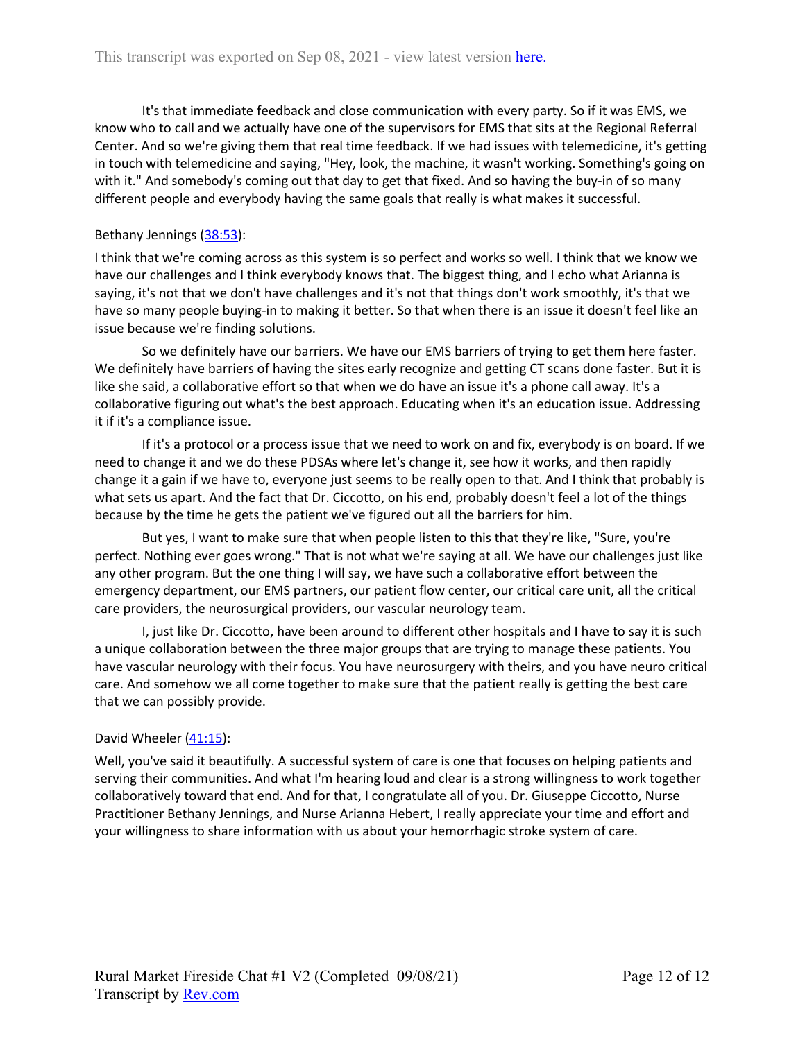It's that immediate feedback and close communication with every party. So if it was EMS, we know who to call and we actually have one of the supervisors for EMS that sits at the Regional Referral Center. And so we're giving them that real time feedback. If we had issues with telemedicine, it's getting in touch with telemedicine and saying, "Hey, look, the machine, it wasn't working. Something's going on with it." And somebody's coming out that day to get that fixed. And so having the buy-in of so many different people and everybody having the same goals that really is what makes it successful.

Bethany Jennings ([38:53](#)):

I think that we're coming across as this system is so perfect and works so well. I think that we know we have our challenges and I think everybody knows that. The biggest thing, and I echo what Arianna is saying, it's not that we don't have challenges and it's not that things don't work smoothly, it's that we have so many people buying-in to making it better. So that when there is an issue it doesn't feel like an issue because we're finding solutions.

So we definitely have our barriers. We have our EMS barriers of trying to get them here faster. We definitely have barriers of having the sites early recognize and getting CT scans done faster. But it is like she said, a collaborative effort so that when we do have an issue it's a phone call away. It's a collaborative figuring out what's the best approach. Educating when it's an education issue. Addressing it if it's a compliance issue.

If it's a protocol or a process issue that we need to work on and fix, everybody is on board. If we need to change it and we do these PDSAs where let's change it, see how it works, and then rapidly change it a gain if we have to, everyone just seems to be really open to that. And I think that probably is what sets us apart. And the fact that Dr. Ciccotto, on his end, probably doesn't feel a lot of the things because by the time he gets the patient we've figured out all the barriers for him.

But yes, I want to make sure that when people listen to this that they're like, "Sure, you're perfect. Nothing ever goes wrong." That is not what we're saying at all. We have our challenges just like any other program. But the one thing I will say, we have such a collaborative effort between the emergency department, our EMS partners, our patient flow center, our critical care unit, all the critical care providers, the neurosurgical providers, our vascular neurology team.

I, just like Dr. Ciccotto, have been around to different other hospitals and I have to say it is such a unique collaboration between the three major groups that are trying to manage these patients. You have vascular neurology with their focus. You have neurosurgery with theirs, and you have neuro critical care. And somehow we all come together to make sure that the patient really is getting the best care that we can possibly provide.

David Wheeler ([41:15](#)):

Well, you've said it beautifully. A successful system of care is one that focuses on helping patients and serving their communities. And what I'm hearing loud and clear is a strong willingness to work together collaboratively toward that end. And for that, I congratulate all of you. Dr. Giuseppe Ciccotto, Nurse Practitioner Bethany Jennings, and Nurse Arianna Hebert, I really appreciate your time and effort and your willingness to share information with us about your hemorrhagic stroke system of care.